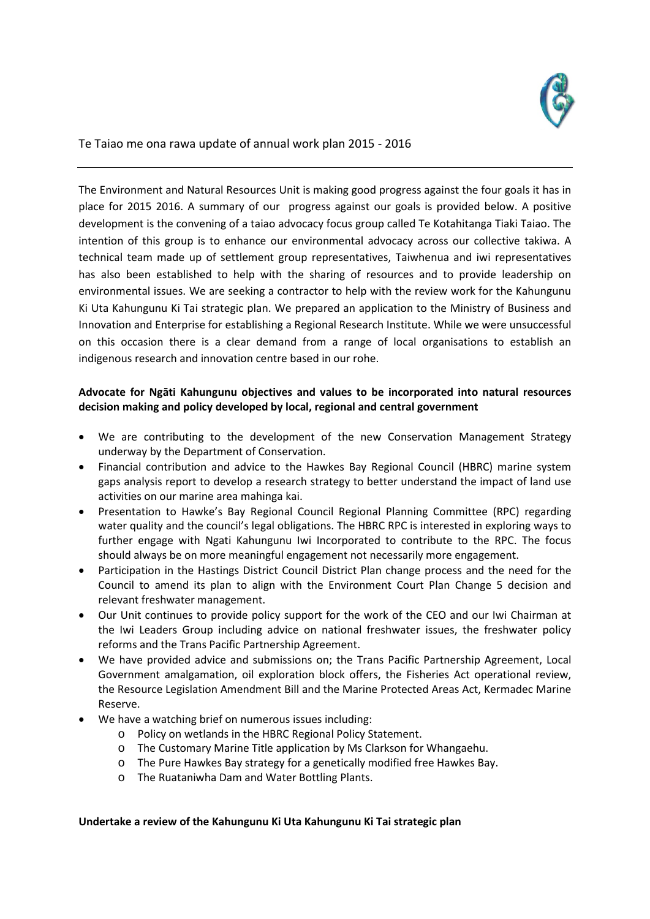Te Taiao me ona rawa update of annual work plan 2015 - 2016

---

The Environment and Natural Resources Unit is making good progress against the four goals it has in place for 2015 2016. A summary of our progress against our goals is provided below. A positive development is the convening of a taiao advocacy focus group called Te Kotahitanga Tiaki Taiao. The intention of this group is to enhance our environmental advocacy across our collective takiwa. A technical team made up of settlement group representatives, Taiwhenua and iwi representatives has also been established to help with the sharing of resources and to provide leadership on environmental issues. We are seeking a contractor to help with the review work for the Kahungunu Ki Uta Kahungunu Ki Tai strategic plan. We prepared an application to the Ministry of Business and Innovation and Enterprise for establishing a Regional Research Institute. While we were unsuccessful on this occasion there is a clear demand from a range of local organisations to establish an indigenous research and innovation centre based in our rohe.

**Advocate for Ngāti Kahungunu objectives and values to be incorporated into natural resources decision making and policy developed by local, regional and central government**

- We are contributing to the development of the new Conservation Management Strategy underway by the Department of Conservation.
- Financial contribution and advice to the Hawkes Bay Regional Council (HBRC) marine system gaps analysis report to develop a research strategy to better understand the impact of land use activities on our marine area mahinga kai.
- Presentation to Hawke's Bay Regional Council Regional Planning Committee (RPC) regarding water quality and the council's legal obligations. The HBRC RPC is interested in exploring ways to further engage with Ngati Kahungunu Iwi Incorporated to contribute to the RPC. The focus should always be on more meaningful engagement not necessarily more engagement.
- Participation in the Hastings District Council District Plan change process and the need for the Council to amend its plan to align with the Environment Court Plan Change 5 decision and relevant freshwater management.
- Our Unit continues to provide policy support for the work of the CEO and our Iwi Chairman at the Iwi Leaders Group including advice on national freshwater issues, the freshwater policy reforms and the Trans Pacific Partnership Agreement.
- We have provided advice and submissions on; the Trans Pacific Partnership Agreement, Local Government amalgamation, oil exploration block offers, the Fisheries Act operational review, the Resource Legislation Amendment Bill and the Marine Protected Areas Act, Kermadec Marine Reserve.
- We have a watching brief on numerous issues including:
  - Policy on wetlands in the HBRC Regional Policy Statement.
  - The Customary Marine Title application by Ms Clarkson for Whangaehu.
  - The Pure Hawkes Bay strategy for a genetically modified free Hawkes Bay.
  - The Ruataniwha Dam and Water Bottling Plants.

**Undertake a review of the Kahungunu Ki Uta Kahungunu Ki Tai strategic plan**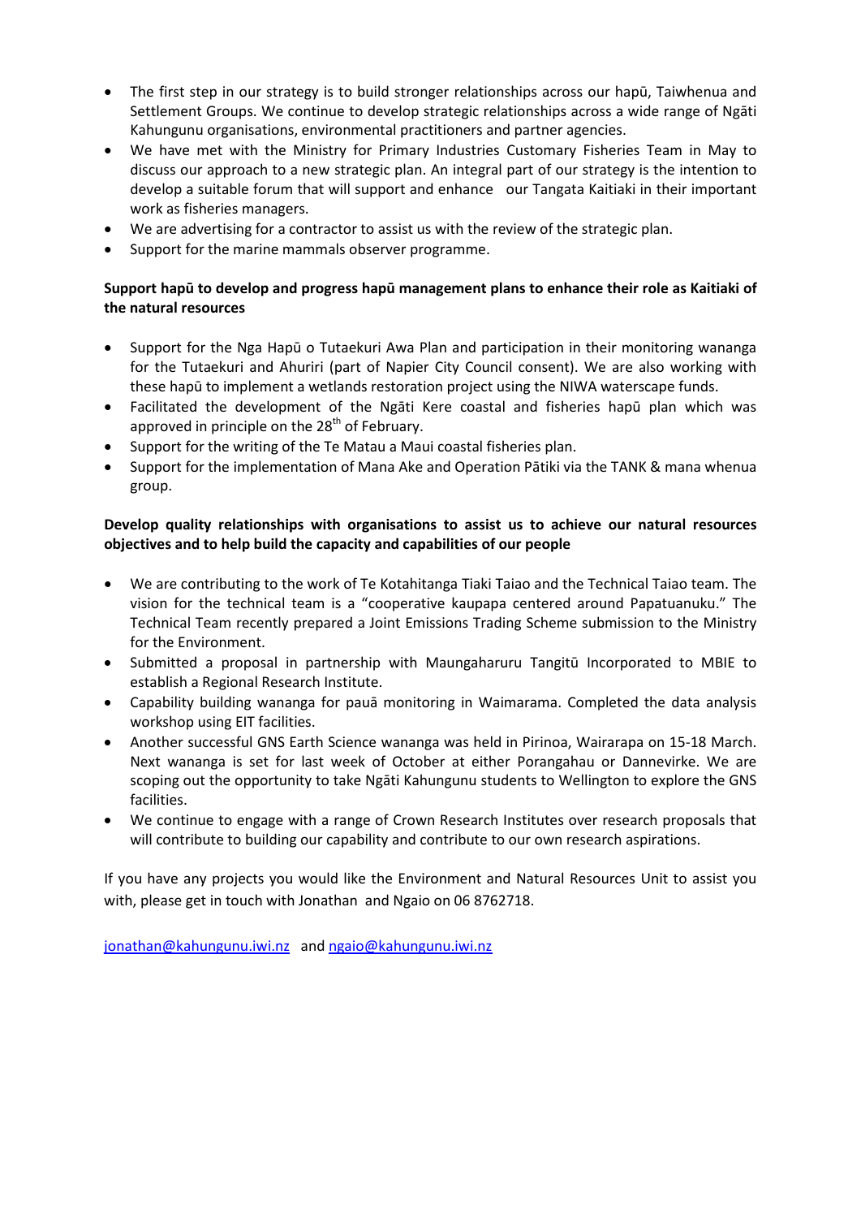- The first step in our strategy is to build stronger relationships across our hapū, Taiwhenua and Settlement Groups. We continue to develop strategic relationships across a wide range of Ngāti Kahungunu organisations, environmental practitioners and partner agencies.
- We have met with the Ministry for Primary Industries Customary Fisheries Team in May to discuss our approach to a new strategic plan. An integral part of our strategy is the intention to develop a suitable forum that will support and enhance our Tangata Kaitiaki in their important work as fisheries managers.
- We are advertising for a contractor to assist us with the review of the strategic plan.
- Support for the marine mammals observer programme.

**Support hapū to develop and progress hapū management plans to enhance their role as Kaitiaki of the natural resources**

- Support for the Nga Hapū o Tutaekuri Awa Plan and participation in their monitoring wananga for the Tutaekuri and Ahuriri (part of Napier City Council consent). We are also working with these hapū to implement a wetlands restoration project using the NIWA waterscape funds.
- Facilitated the development of the Ngāti Kere coastal and fisheries hapū plan which was approved in principle on the 28th of February.
- Support for the writing of the Te Matau a Maui coastal fisheries plan.
- Support for the implementation of Mana Ake and Operation Pātiki via the TANK & mana whenua group.

**Develop quality relationships with organisations to assist us to achieve our natural resources objectives and to help build the capacity and capabilities of our people**

- We are contributing to the work of Te Kotahitanga Tiaki Taiao and the Technical Taiao team. The vision for the technical team is a "cooperative kaupapa centered around Papatuanuku." The Technical Team recently prepared a Joint Emissions Trading Scheme submission to the Ministry for the Environment.
- Submitted a proposal in partnership with Maungaharuru Tangitū Incorporated to MBIE to establish a Regional Research Institute.
- Capability building wananga for pauā monitoring in Waimarama. Completed the data analysis workshop using EIT facilities.
- Another successful GNS Earth Science wananga was held in Pirinoa, Wairarapa on 15-18 March. Next wananga is set for last week of October at either Porangahau or Dannevirke. We are scoping out the opportunity to take Ngāti Kahungunu students to Wellington to explore the GNS facilities.
- We continue to engage with a range of Crown Research Institutes over research proposals that will contribute to building our capability and contribute to our own research aspirations.

If you have any projects you would like the Environment and Natural Resources Unit to assist you with, please get in touch with Jonathan and Ngaio on 06 8762718.

jonathan@kahungunu.iwi.nz and ngaio@kahungunu.iwi.nz